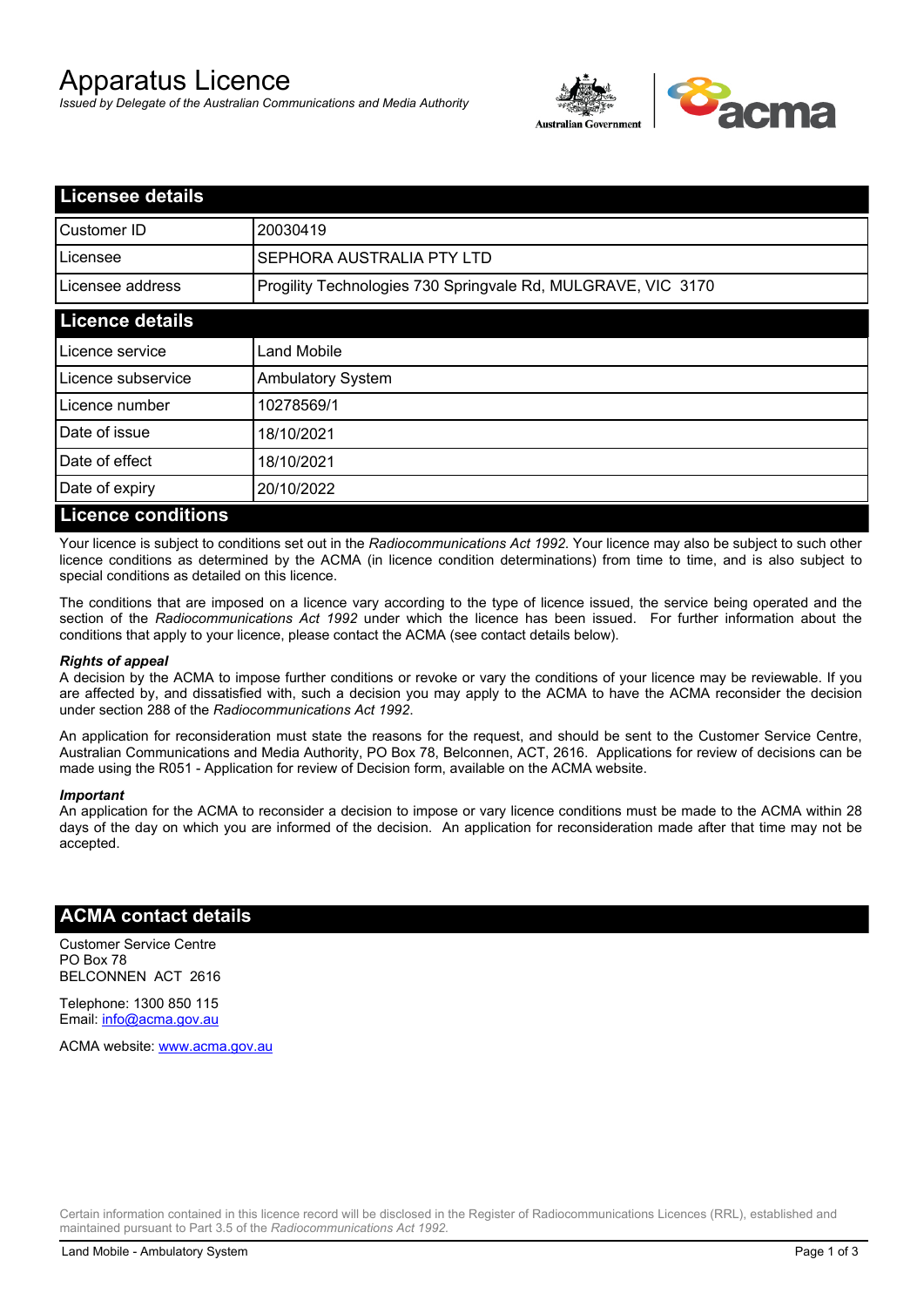# Apparatus Licence

*Issued by Delegate of the Australian Communications and Media Authority*

## Licensee details

| | |
|---|---|
| Customer ID | 20030419 |
| Licensee | SEPHORA AUSTRALIA PTY LTD |
| Licensee address | Progility Technologies 730 Springvale Rd, MULGRAVE, VIC 3170 |

## Licence details

| | |
|---|---|
| Licence service | Land Mobile |
| Licence subservice | Ambulatory System |
| Licence number | 10278569/1 |
| Date of issue | 18/10/2021 |
| Date of effect | 18/10/2021 |
| Date of expiry | 20/10/2022 |

## Licence conditions

Your licence is subject to conditions set out in the *Radiocommunications Act 1992*. Your licence may also be subject to such other licence conditions as determined by the ACMA (in licence condition determinations) from time to time, and is also subject to special conditions as detailed on this licence.

The conditions that are imposed on a licence vary according to the type of licence issued, the service being operated and the section of the *Radiocommunications Act 1992* under which the licence has been issued. For further information about the conditions that apply to your licence, please contact the ACMA (see contact details below).

***Rights of appeal***

A decision by the ACMA to impose further conditions or revoke or vary the conditions of your licence may be reviewable. If you are affected by, and dissatisfied with, such a decision you may apply to the ACMA to have the ACMA reconsider the decision under section 288 of the *Radiocommunications Act 1992*.

An application for reconsideration must state the reasons for the request, and should be sent to the Customer Service Centre, Australian Communications and Media Authority, PO Box 78, Belconnen, ACT, 2616. Applications for review of decisions can be made using the R051 - Application for review of Decision form, available on the ACMA website.

***Important***

An application for the ACMA to reconsider a decision to impose or vary licence conditions must be made to the ACMA within 28 days of the day on which you are informed of the decision. An application for reconsideration made after that time may not be accepted.

## ACMA contact details

Customer Service Centre
PO Box 78
BELCONNEN ACT 2616

Telephone: 1300 850 115
Email: info@acma.gov.au

ACMA website: www.acma.gov.au

Certain information contained in this licence record will be disclosed in the Register of Radiocommunications Licences (RRL), established and maintained pursuant to Part 3.5 of the *Radiocommunications Act 1992.*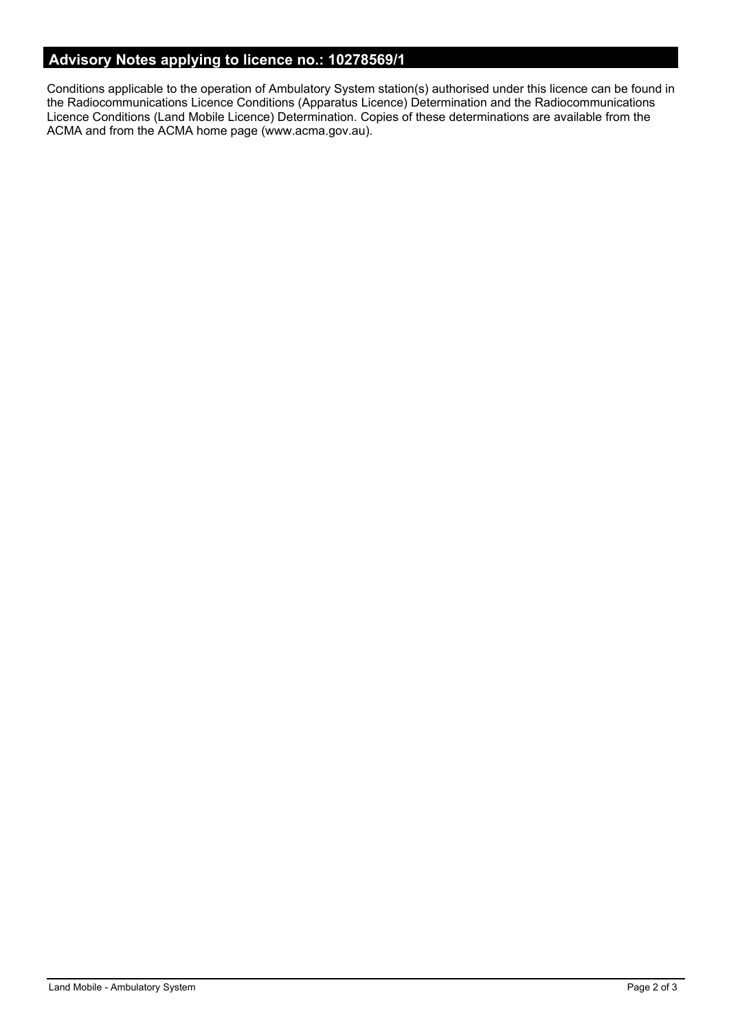## Advisory Notes applying to licence no.: 10278569/1

Conditions applicable to the operation of Ambulatory System station(s) authorised under this licence can be found in the Radiocommunications Licence Conditions (Apparatus Licence) Determination and the Radiocommunications Licence Conditions (Land Mobile Licence) Determination. Copies of these determinations are available from the ACMA and from the ACMA home page (www.acma.gov.au).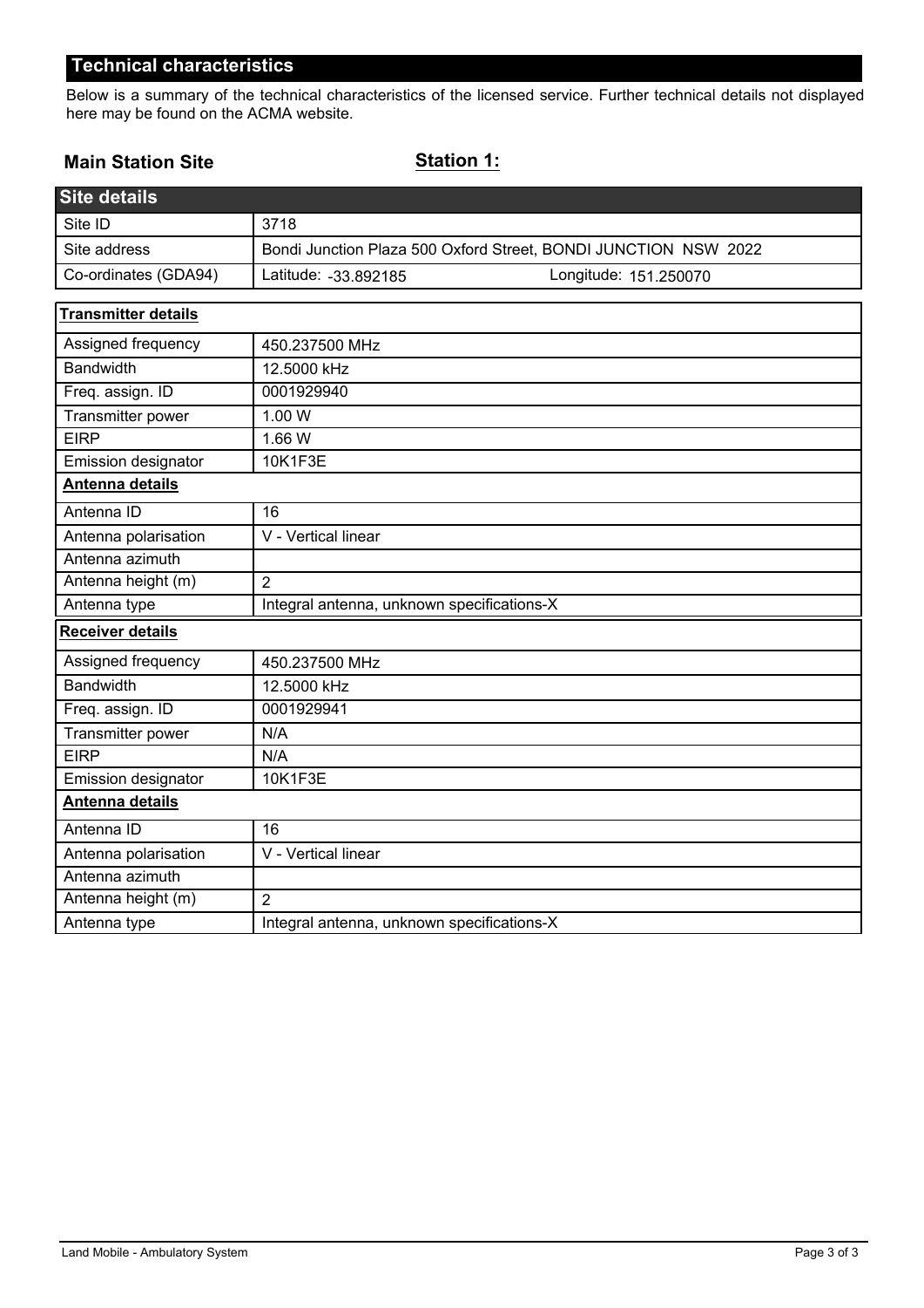## Technical characteristics

Below is a summary of the technical characteristics of the licensed service. Further technical details not displayed here may be found on the ACMA website.

**Main Station Site** **Station 1:**

| Site details | | |
|---|---|---|
| Site ID | 3718 | |
| Site address | Bondi Junction Plaza 500 Oxford Street, BONDI JUNCTION NSW 2022 | |
| Co-ordinates (GDA94) | Latitude: -33.892185 | Longitude: 151.250070 |

| Transmitter details | |
|---|---|
| Assigned frequency | 450.237500 MHz |
| Bandwidth | 12.5000 kHz |
| Freq. assign. ID | 0001929940 |
| Transmitter power | 1.00 W |
| EIRP | 1.66 W |
| Emission designator | 10K1F3E |
| **Antenna details** | |
| Antenna ID | 16 |
| Antenna polarisation | V - Vertical linear |
| Antenna azimuth | |
| Antenna height (m) | 2 |
| Antenna type | Integral antenna, unknown specifications-X |

| Receiver details | |
|---|---|
| Assigned frequency | 450.237500 MHz |
| Bandwidth | 12.5000 kHz |
| Freq. assign. ID | 0001929941 |
| Transmitter power | N/A |
| EIRP | N/A |
| Emission designator | 10K1F3E |
| **Antenna details** | |
| Antenna ID | 16 |
| Antenna polarisation | V - Vertical linear |
| Antenna azimuth | |
| Antenna height (m) | 2 |
| Antenna type | Integral antenna, unknown specifications-X |